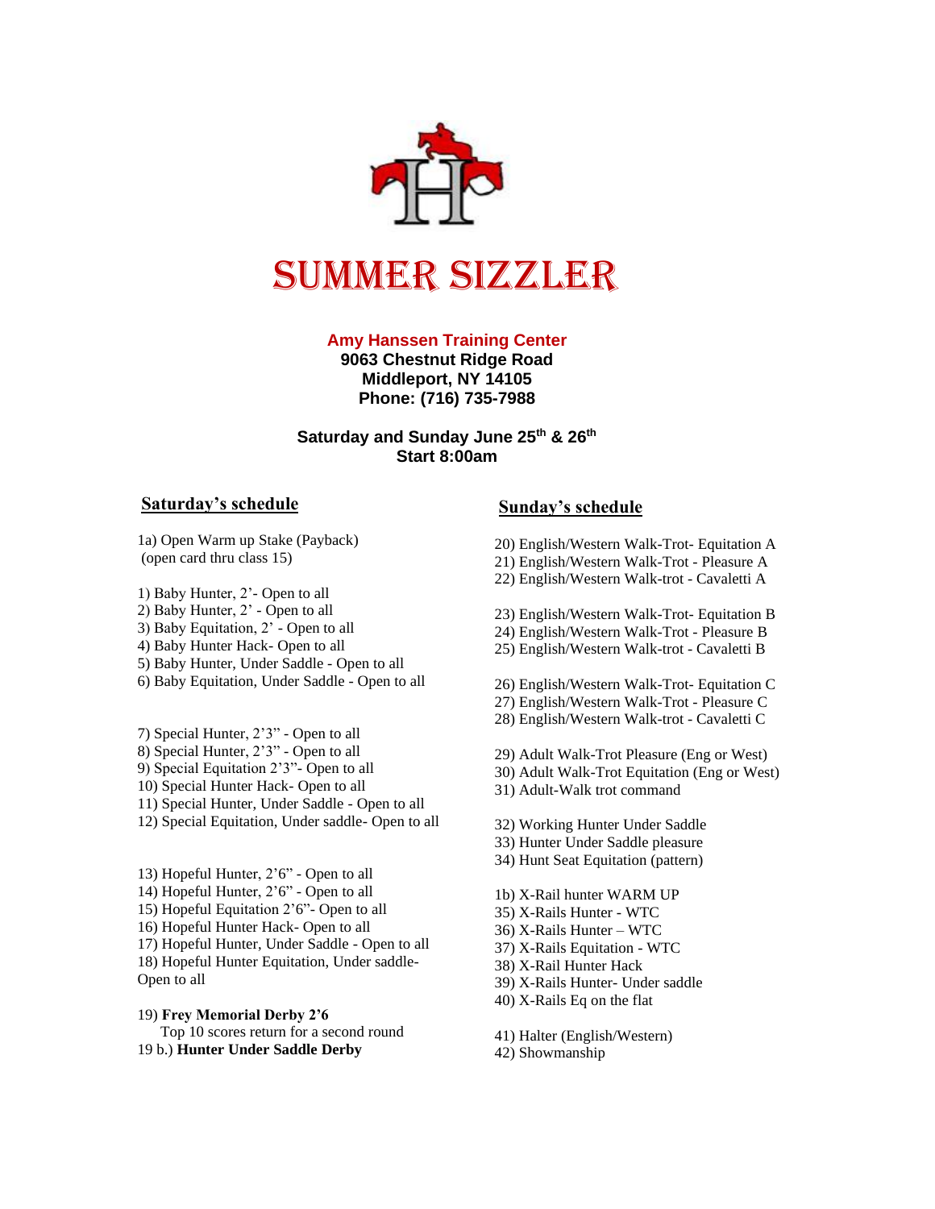# SUMMER SIZZLER

**Amy Hanssen Training Center**
**9063 Chestnut Ridge Road**
**Middleport, NY 14105**
**Phone: (716) 735-7988**

**Saturday and Sunday June 25th & 26th**
**Start 8:00am**

## Saturday's schedule

1a) Open Warm up Stake (Payback)
(open card thru class 15)

1) Baby Hunter, 2'- Open to all
2) Baby Hunter, 2' - Open to all
3) Baby Equitation, 2' - Open to all
4) Baby Hunter Hack- Open to all
5) Baby Hunter, Under Saddle - Open to all
6) Baby Equitation, Under Saddle - Open to all

7) Special Hunter, 2'3" - Open to all
8) Special Hunter, 2'3" - Open to all
9) Special Equitation 2'3"- Open to all
10) Special Hunter Hack- Open to all
11) Special Hunter, Under Saddle - Open to all
12) Special Equitation, Under saddle- Open to all

13) Hopeful Hunter, 2'6" - Open to all
14) Hopeful Hunter, 2'6" - Open to all
15) Hopeful Equitation 2'6"- Open to all
16) Hopeful Hunter Hack- Open to all
17) Hopeful Hunter, Under Saddle - Open to all
18) Hopeful Hunter Equitation, Under saddle- Open to all

19) **Frey Memorial Derby 2'6**
Top 10 scores return for a second round
19 b.) **Hunter Under Saddle Derby**

## Sunday's schedule

20) English/Western Walk-Trot- Equitation A
21) English/Western Walk-Trot - Pleasure A
22) English/Western Walk-trot - Cavaletti A

23) English/Western Walk-Trot- Equitation B
24) English/Western Walk-Trot - Pleasure B
25) English/Western Walk-trot - Cavaletti B

26) English/Western Walk-Trot- Equitation C
27) English/Western Walk-Trot - Pleasure C
28) English/Western Walk-trot - Cavaletti C

29) Adult Walk-Trot Pleasure (Eng or West)
30) Adult Walk-Trot Equitation (Eng or West)
31) Adult-Walk trot command

32) Working Hunter Under Saddle
33) Hunter Under Saddle pleasure
34) Hunt Seat Equitation (pattern)

1b) X-Rail hunter WARM UP
35) X-Rails Hunter - WTC
36) X-Rails Hunter – WTC
37) X-Rails Equitation - WTC
38) X-Rail Hunter Hack
39) X-Rails Hunter- Under saddle
40) X-Rails Eq on the flat

41) Halter (English/Western)
42) Showmanship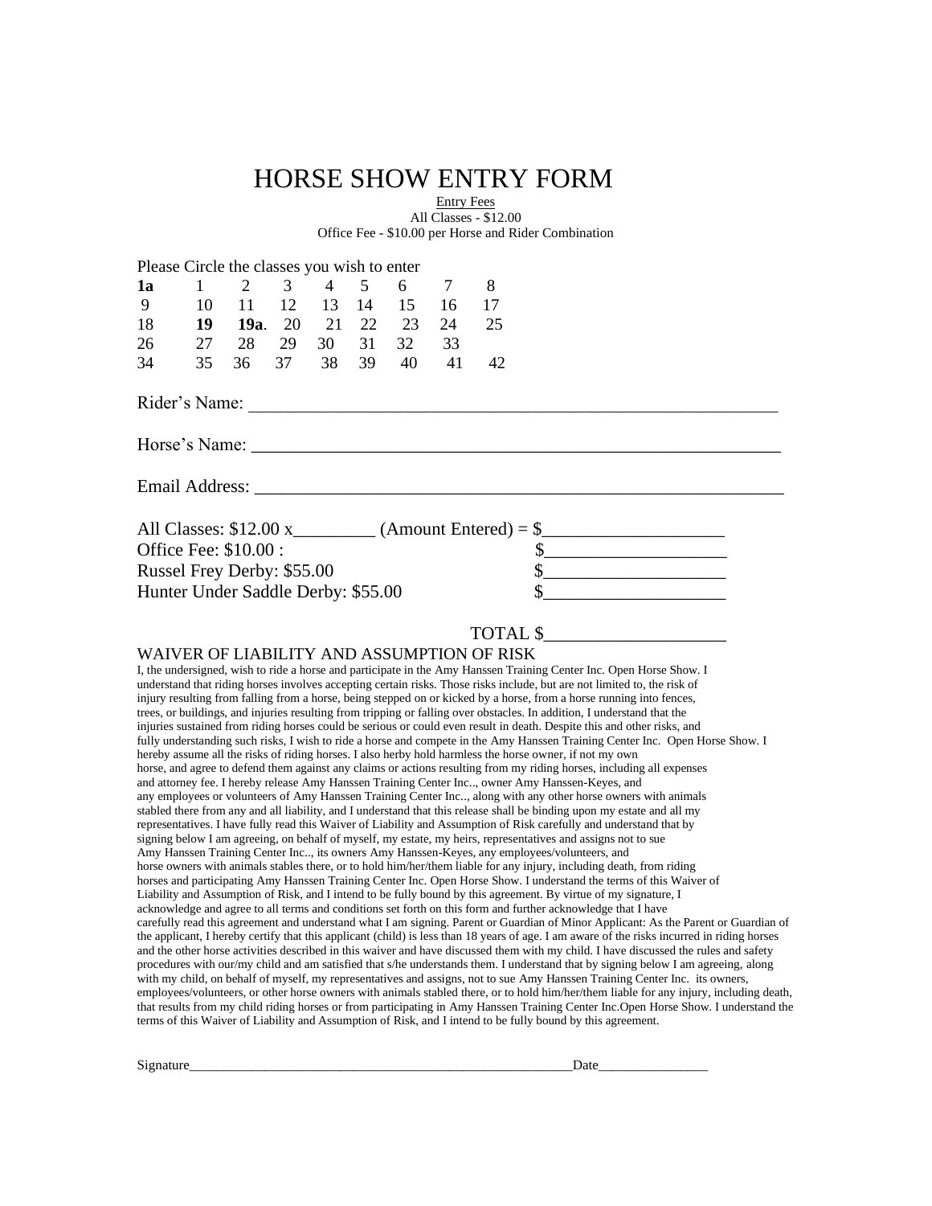# HORSE SHOW ENTRY FORM

Entry Fees

All Classes - $12.00

Office Fee - $10.00 per Horse and Rider Combination

Please Circle the classes you wish to enter

| | | | | | | | | |
|---|---|---|---|---|---|---|---|---|
| **1a** | 1 | 2 | 3 | 4 | 5 | 6 | 7 | 8 |
| 9 | 10 | 11 | 12 | 13 | 14 | 15 | 16 | 17 |
| 18 | **19** | **19a**. | 20 | 21 | 22 | 23 | 24 | 25 |
| 26 | 27 | 28 | 29 | 30 | 31 | 32 | 33 | |
| 34 | 35 | 36 | 37 | 38 | 39 | 40 | 41 | 42 |

Rider's Name: ________________________________________________________________

Horse's Name: ________________________________________________________________

Email Address: ________________________________________________________________

All Classes: $12.00 x_________ (Amount Entered) = $____________________

Office Fee: $10.00 : $____________________

Russel Frey Derby: $55.00 $____________________

Hunter Under Saddle Derby: $55.00 $____________________

TOTAL $____________________

WAIVER OF LIABILITY AND ASSUMPTION OF RISK

I, the undersigned, wish to ride a horse and participate in the Amy Hanssen Training Center Inc. Open Horse Show. I understand that riding horses involves accepting certain risks. Those risks include, but are not limited to, the risk of injury resulting from falling from a horse, being stepped on or kicked by a horse, from a horse running into fences, trees, or buildings, and injuries resulting from tripping or falling over obstacles. In addition, I understand that the injuries sustained from riding horses could be serious or could even result in death. Despite this and other risks, and fully understanding such risks, I wish to ride a horse and compete in the Amy Hanssen Training Center Inc. Open Horse Show. I hereby assume all the risks of riding horses. I also herby hold harmless the horse owner, if not my own horse, and agree to defend them against any claims or actions resulting from my riding horses, including all expenses and attorney fee. I hereby release Amy Hanssen Training Center Inc.., owner Amy Hanssen-Keyes, and any employees or volunteers of Amy Hanssen Training Center Inc.., along with any other horse owners with animals stabled there from any and all liability, and I understand that this release shall be binding upon my estate and all my representatives. I have fully read this Waiver of Liability and Assumption of Risk carefully and understand that by signing below I am agreeing, on behalf of myself, my estate, my heirs, representatives and assigns not to sue Amy Hanssen Training Center Inc.., its owners Amy Hanssen-Keyes, any employees/volunteers, and horse owners with animals stables there, or to hold him/her/them liable for any injury, including death, from riding horses and participating Amy Hanssen Training Center Inc. Open Horse Show. I understand the terms of this Waiver of Liability and Assumption of Risk, and I intend to be fully bound by this agreement. By virtue of my signature, I acknowledge and agree to all terms and conditions set forth on this form and further acknowledge that I have carefully read this agreement and understand what I am signing. Parent or Guardian of Minor Applicant: As the Parent or Guardian of the applicant, I hereby certify that this applicant (child) is less than 18 years of age. I am aware of the risks incurred in riding horses and the other horse activities described in this waiver and have discussed them with my child. I have discussed the rules and safety procedures with our/my child and am satisfied that s/he understands them. I understand that by signing below I am agreeing, along with my child, on behalf of myself, my representatives and assigns, not to sue Amy Hanssen Training Center Inc. its owners, employees/volunteers, or other horse owners with animals stabled there, or to hold him/her/them liable for any injury, including death, that results from my child riding horses or from participating in Amy Hanssen Training Center Inc.Open Horse Show. I understand the terms of this Waiver of Liability and Assumption of Risk, and I intend to be fully bound by this agreement.

Signature__________________________________________________________Date________________